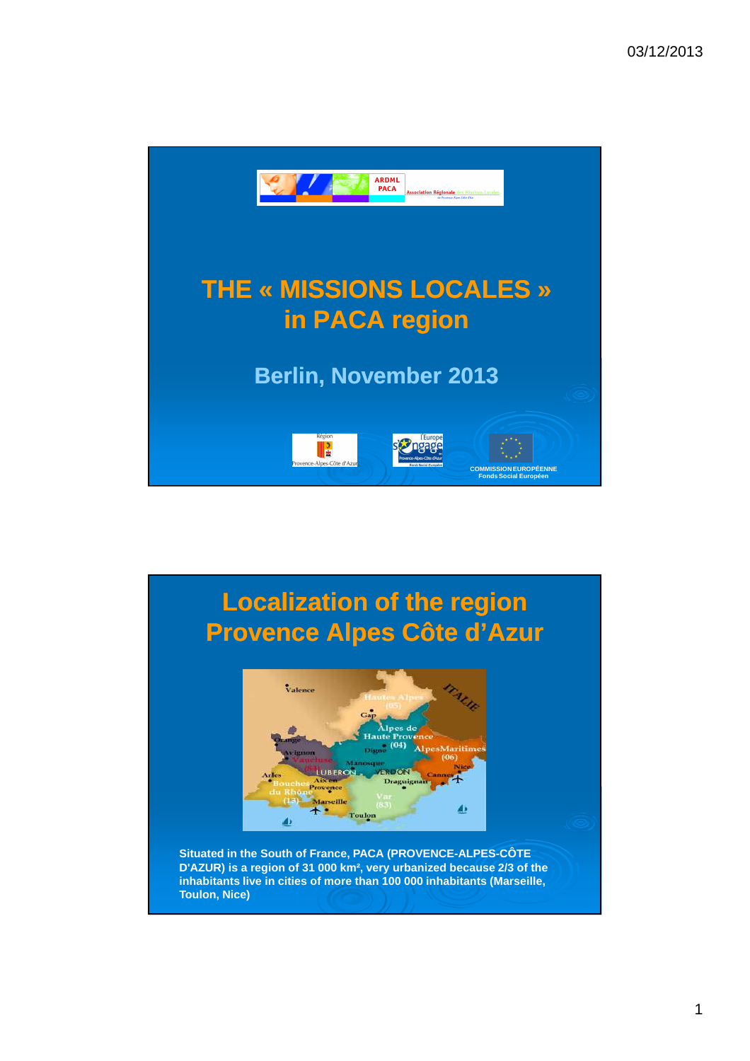ARDML PACA

Association Régionale des Missions Locales de Provence-Alpes-Côte d'Azur

# THE « MISSIONS LOCALES » in PACA region

## Berlin, November 2013

Région Provence-Alpes-Côte d'Azur

l'Europe s'engage Provence-Alpes-Côte d'Azur

COMMISSION EUROPÉENNE
Fonds Social Européen

# Localization of the region Provence Alpes Côte d'Azur

**Situated in the South of France, PACA (PROVENCE-ALPES-CÔTE D'AZUR) is a region of 31 000 km², very urbanized because 2/3 of the inhabitants live in cities of more than 100 000 inhabitants (Marseille, Toulon, Nice)**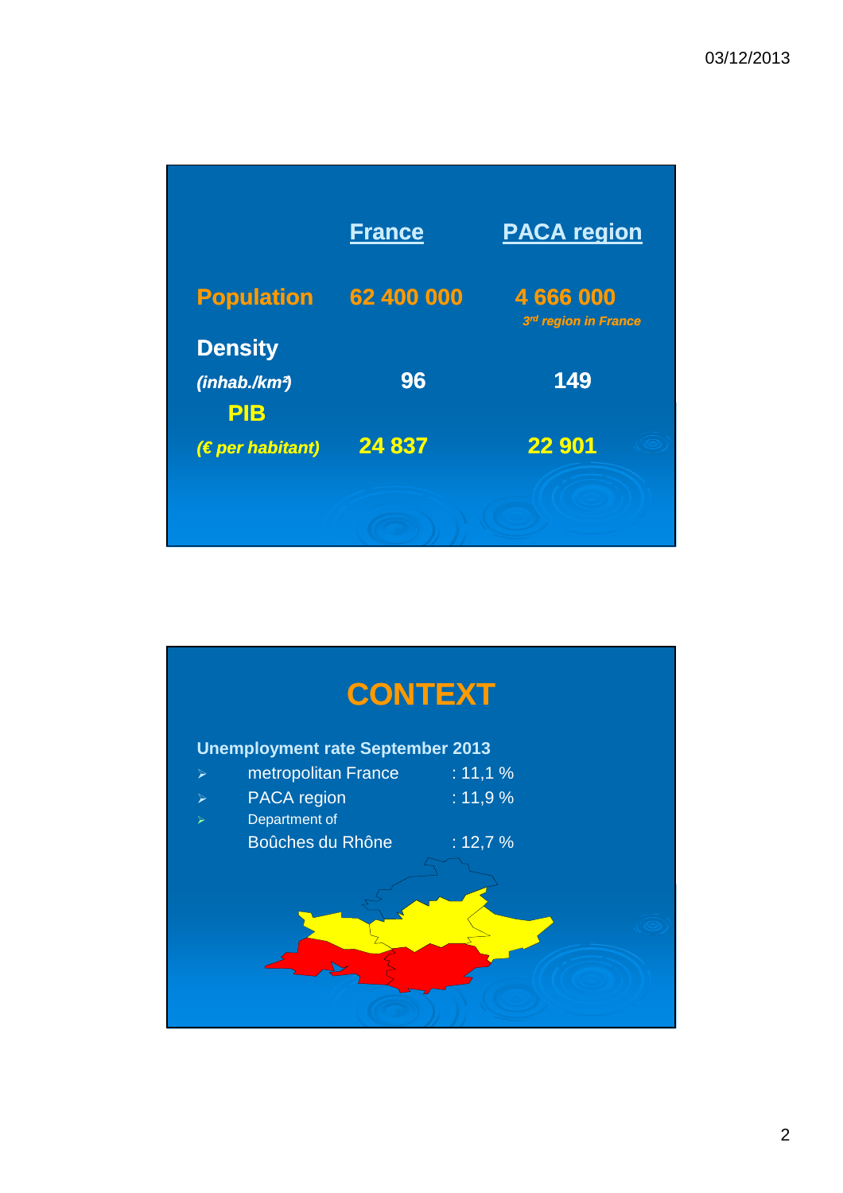| | France | PACA region |
|---|---|---|
| **Population** | **62 400 000** | **4 666 000**<br>*3rd region in France* |
| **Density** *(inhab./km²)* | **96** | **149** |
| **PIB** *(€ per habitant)* | **24 837** | **22 901** |

# CONTEXT

**Unemployment rate September 2013**

- metropolitan France : 11,1 %
- PACA region : 11,9 %
- Department of Boûches du Rhône : 12,7 %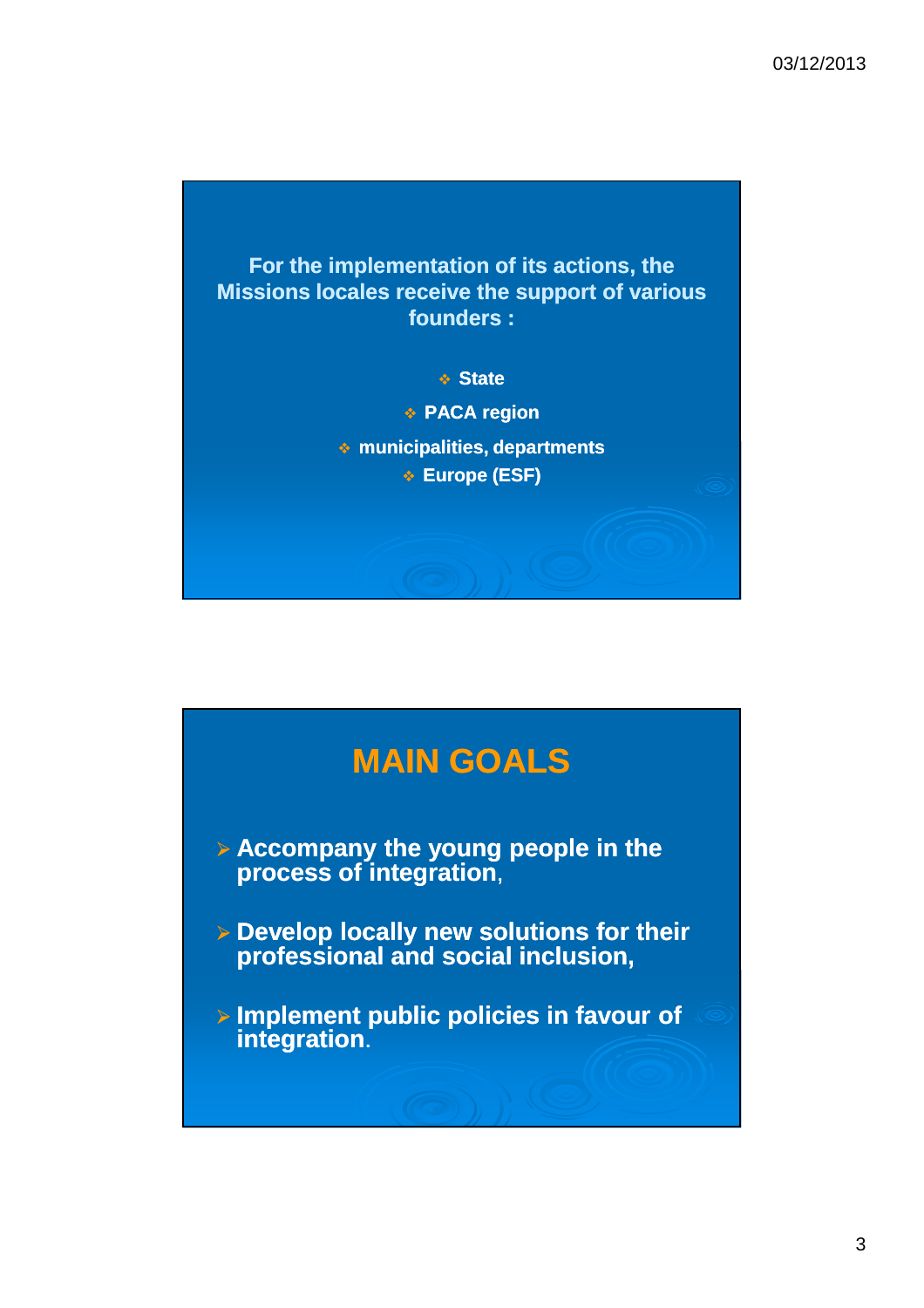For the implementation of its actions, the Missions locales receive the support of various founders :

- State
- PACA region
- municipalities, departments
- Europe (ESF)

## MAIN GOALS

- Accompany the young people in the process of integration,
- Develop locally new solutions for their professional and social inclusion,
- Implement public policies in favour of integration.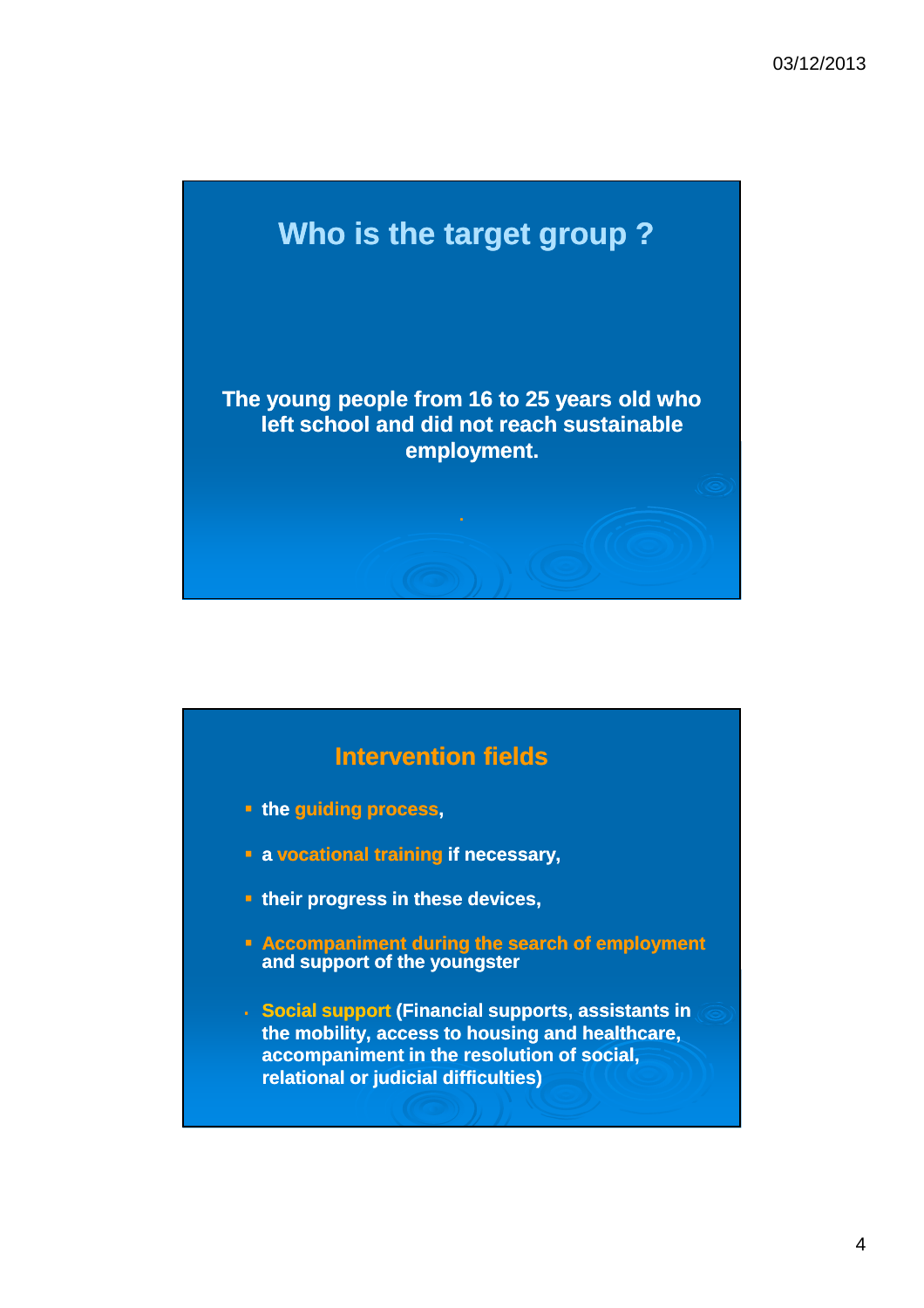## Who is the target group ?

The young people from 16 to 25 years old who left school and did not reach sustainable employment.

## Intervention fields

- the **guiding process**,
- a **vocational training** if necessary,
- their progress in these devices,
- **Accompaniment during the search of employment** and support of the youngster
- **Social support** (Financial supports, assistants in the mobility, access to housing and healthcare, accompaniment in the resolution of social, relational or judicial difficulties)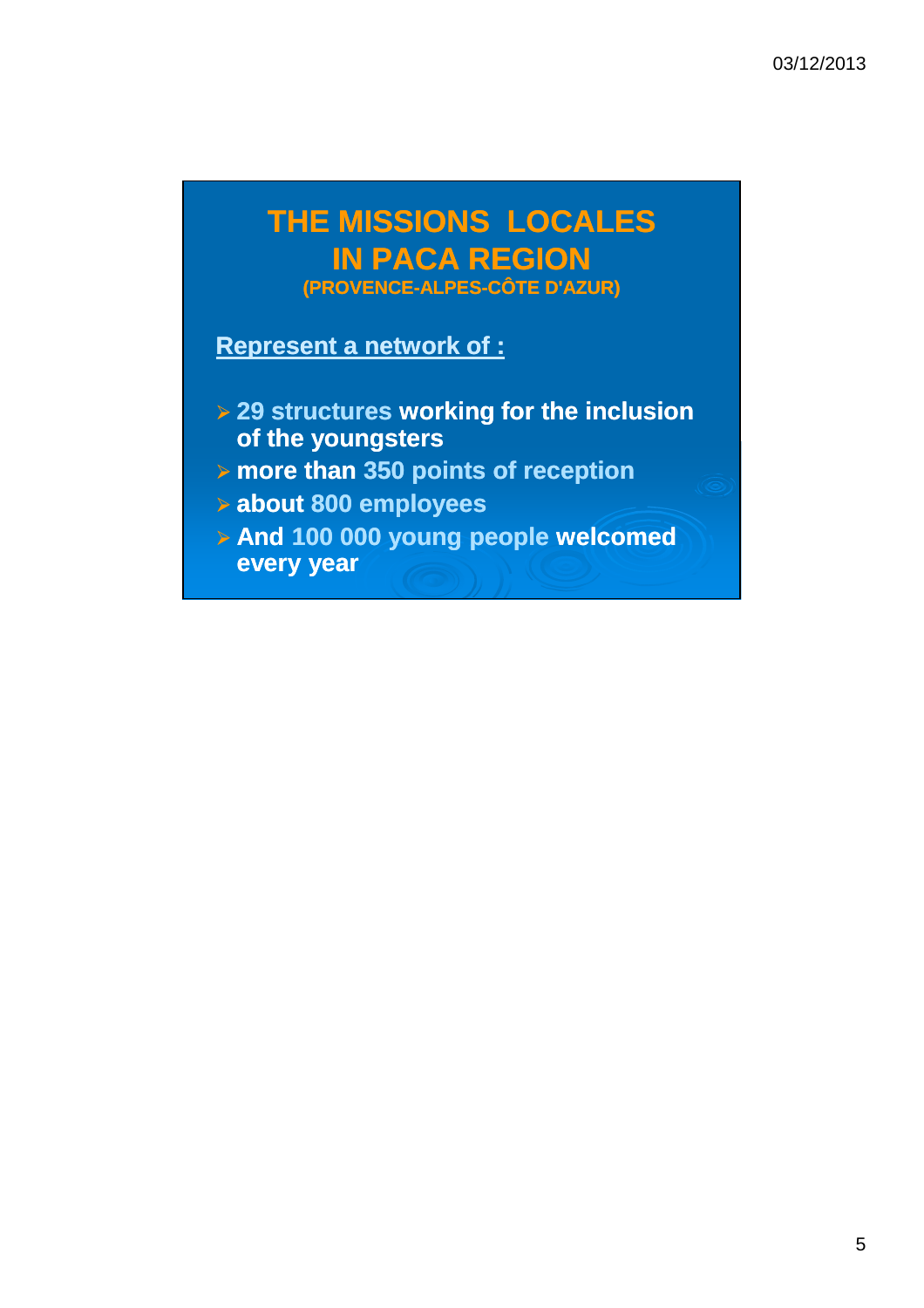# THE MISSIONS LOCALES IN PACA REGION

**(PROVENCE-ALPES-CÔTE D'AZUR)**

**Represent a network of :**

- **29 structures working for the inclusion of the youngsters**
- **more than 350 points of reception**
- **about 800 employees**
- **And 100 000 young people welcomed every year**